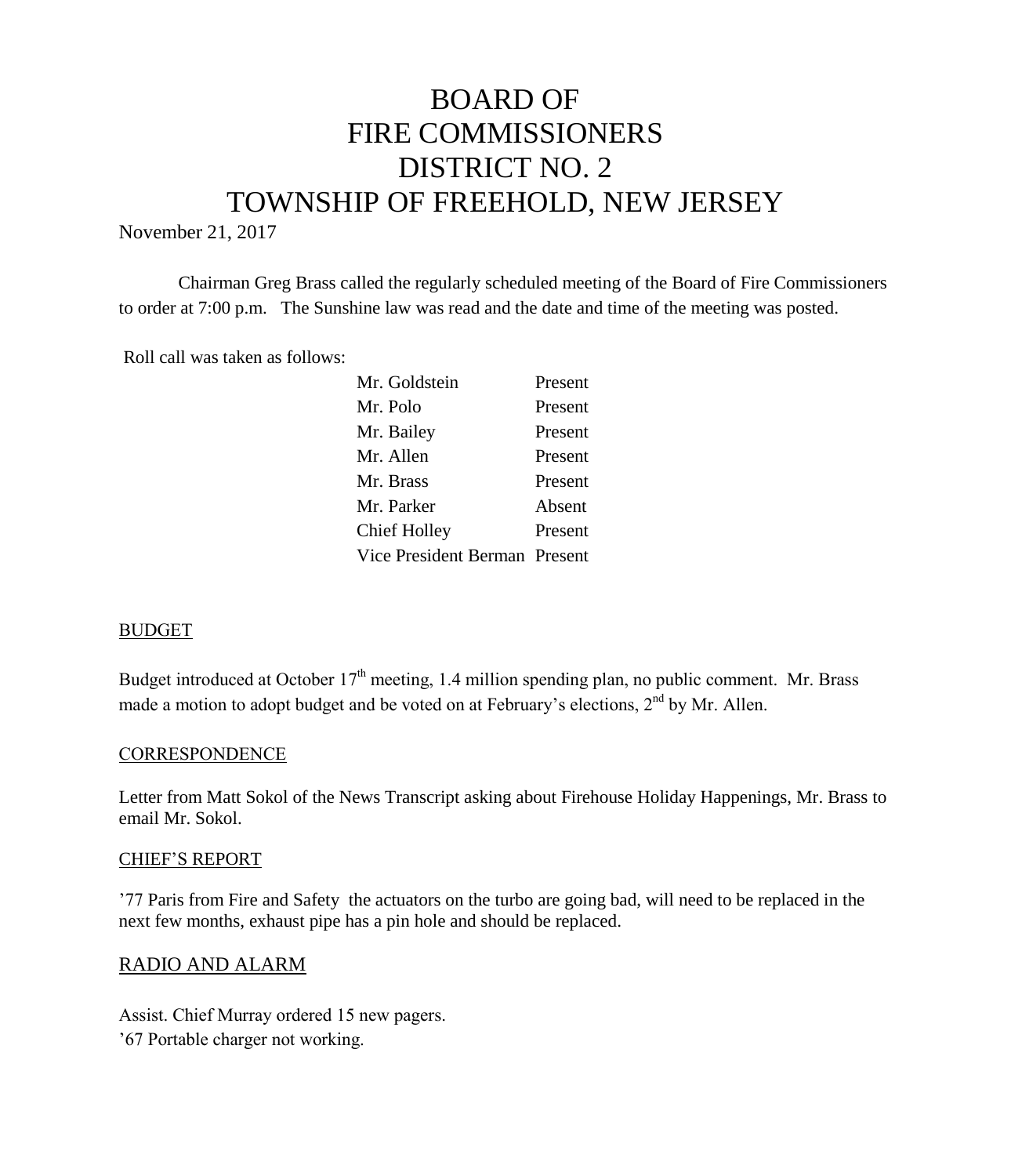# BOARD OF FIRE COMMISSIONERS DISTRICT NO. 2 TOWNSHIP OF FREEHOLD, NEW JERSEY

November 21, 2017

Chairman Greg Brass called the regularly scheduled meeting of the Board of Fire Commissioners to order at 7:00 p.m. The Sunshine law was read and the date and time of the meeting was posted.

Roll call was taken as follows:

| | |
|---|---|
| Mr. Goldstein | Present |
| Mr. Polo | Present |
| Mr. Bailey | Present |
| Mr. Allen | Present |
| Mr. Brass | Present |
| Mr. Parker | Absent |
| Chief Holley | Present |
| Vice President Berman | Present |

## BUDGET

Budget introduced at October 17th meeting, 1.4 million spending plan, no public comment. Mr. Brass made a motion to adopt budget and be voted on at February's elections, 2nd by Mr. Allen.

## CORRESPONDENCE

Letter from Matt Sokol of the News Transcript asking about Firehouse Holiday Happenings, Mr. Brass to email Mr. Sokol.

## CHIEF'S REPORT

'77 Paris from Fire and Safety the actuators on the turbo are going bad, will need to be replaced in the next few months, exhaust pipe has a pin hole and should be replaced.

## RADIO AND ALARM

Assist. Chief Murray ordered 15 new pagers.
'67 Portable charger not working.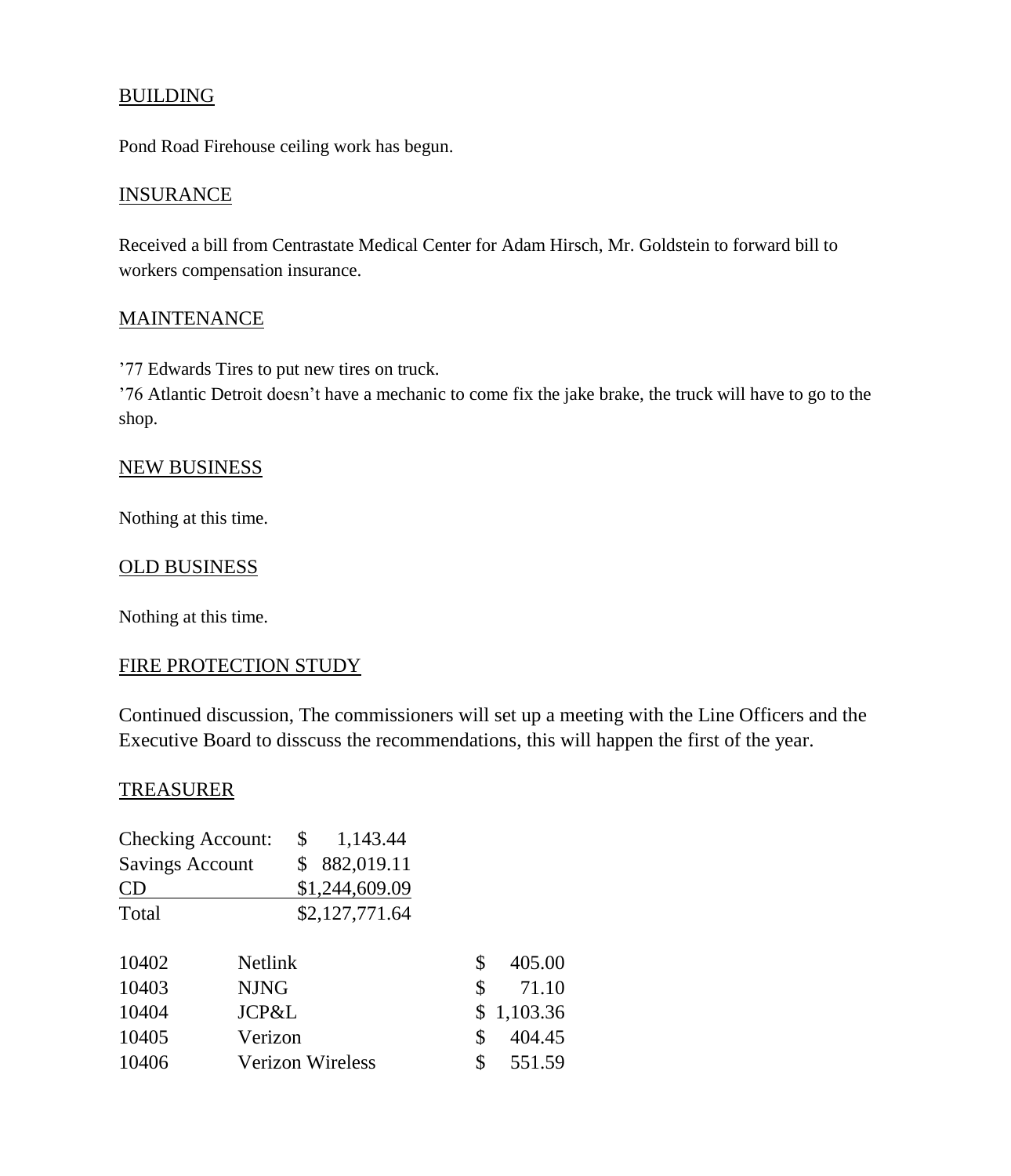BUILDING

Pond Road Firehouse ceiling work has begun.

INSURANCE

Received a bill from Centrastate Medical Center for Adam Hirsch, Mr. Goldstein to forward bill to workers compensation insurance.

MAINTENANCE

’77 Edwards Tires to put new tires on truck.
’76 Atlantic Detroit doesn’t have a mechanic to come fix the jake brake, the truck will have to go to the shop.

NEW BUSINESS

Nothing at this time.

OLD BUSINESS

Nothing at this time.

FIRE PROTECTION STUDY

Continued discussion, The commissioners will set up a meeting with the Line Officers and the Executive Board to disscuss the recommendations, this will happen the first of the year.

TREASURER

| | |
|---|---|
| Checking Account: | $ 1,143.44 |
| Savings Account | $ 882,019.11 |
| CD | $1,244,609.09 |
| Total | $2,127,771.64 |

| | | |
|---|---|---|
| 10402 | Netlink | $ 405.00 |
| 10403 | NJNG | $ 71.10 |
| 10404 | JCP&L | $ 1,103.36 |
| 10405 | Verizon | $ 404.45 |
| 10406 | Verizon Wireless | $ 551.59 |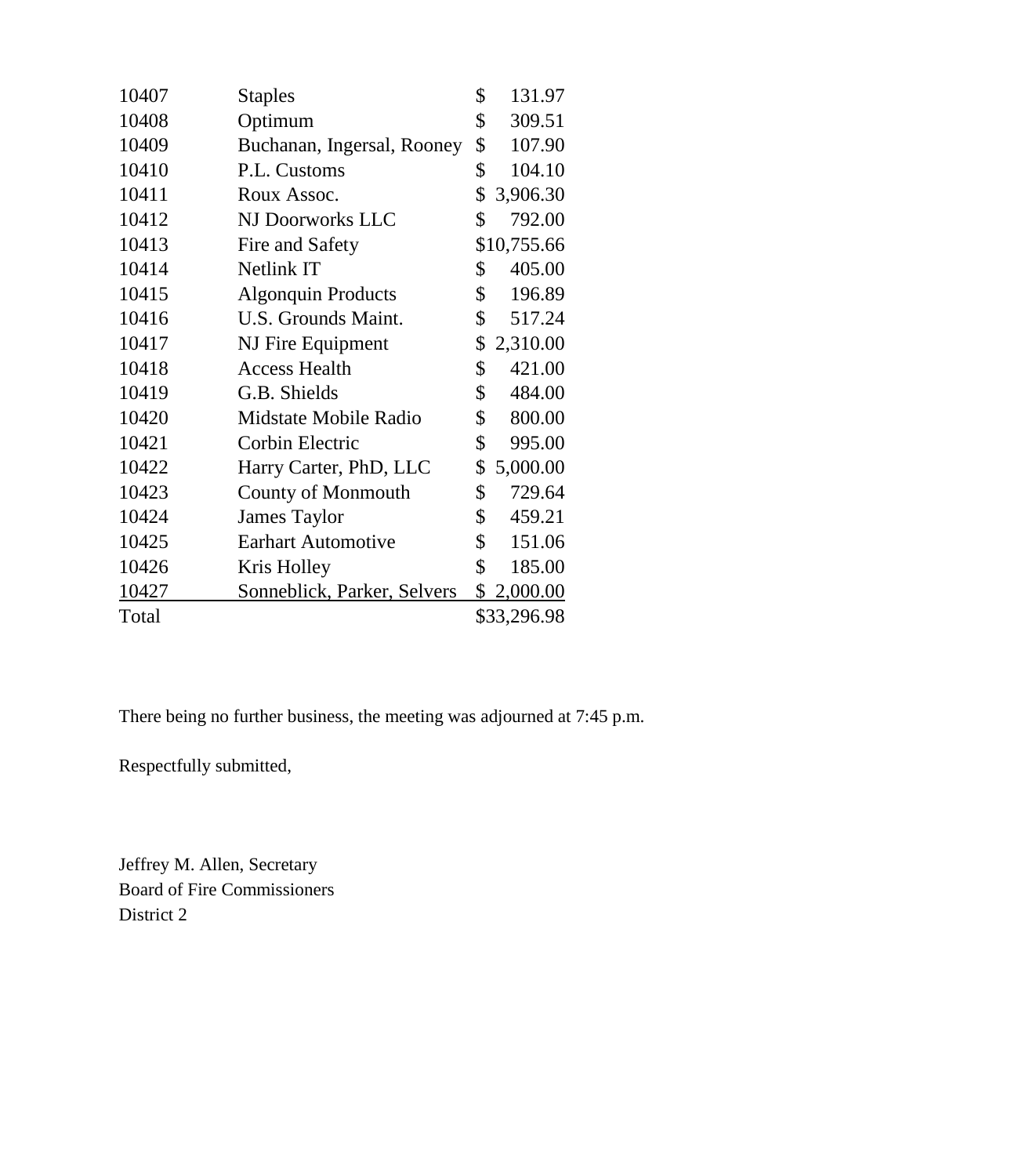| | | |
|---|---|---|
| 10407 | Staples | $ 131.97 |
| 10408 | Optimum | $ 309.51 |
| 10409 | Buchanan, Ingersal, Rooney | $ 107.90 |
| 10410 | P.L. Customs | $ 104.10 |
| 10411 | Roux Assoc. | $ 3,906.30 |
| 10412 | NJ Doorworks LLC | $ 792.00 |
| 10413 | Fire and Safety | $10,755.66 |
| 10414 | Netlink IT | $ 405.00 |
| 10415 | Algonquin Products | $ 196.89 |
| 10416 | U.S. Grounds Maint. | $ 517.24 |
| 10417 | NJ Fire Equipment | $ 2,310.00 |
| 10418 | Access Health | $ 421.00 |
| 10419 | G.B. Shields | $ 484.00 |
| 10420 | Midstate Mobile Radio | $ 800.00 |
| 10421 | Corbin Electric | $ 995.00 |
| 10422 | Harry Carter, PhD, LLC | $ 5,000.00 |
| 10423 | County of Monmouth | $ 729.64 |
| 10424 | James Taylor | $ 459.21 |
| 10425 | Earhart Automotive | $ 151.06 |
| 10426 | Kris Holley | $ 185.00 |
| 10427 | Sonneblick, Parker, Selvers | $ 2,000.00 |
| Total | | $33,296.98 |

There being no further business, the meeting was adjourned at 7:45 p.m.

Respectfully submitted,

Jeffrey M. Allen, Secretary
Board of Fire Commissioners
District 2